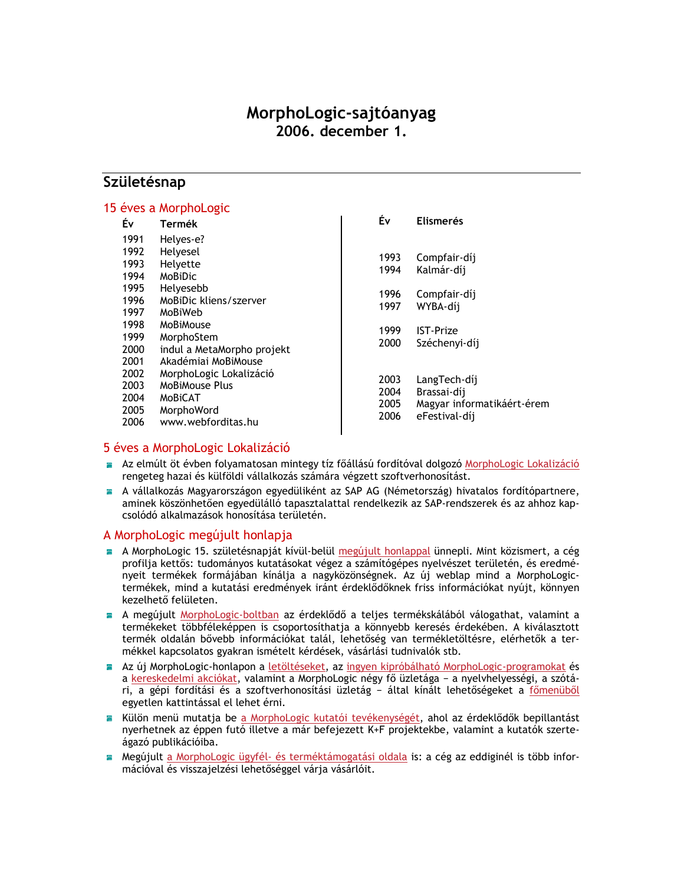# MorphoLogic-sajtóanyag
## 2006. december 1.

## Születésnap

### 15 éves a MorphoLogic

| Év | Termék |
|---|---|
| 1991 | Helyes-e? |
| 1992 | Helyesel |
| 1993 | Helyette |
| 1994 | MoBiDic |
| 1995 | Helyesebb |
| 1996 | MoBiDic kliens/szerver |
| 1997 | MoBiWeb |
| 1998 | MoBiMouse |
| 1999 | MorphoStem |
| 2000 | indul a MetaMorpho projekt |
| 2001 | Akadémiai MoBiMouse |
| 2002 | MorphoLogic Lokalizáció |
| 2003 | MoBiMouse Plus |
| 2004 | MoBiCAT |
| 2005 | MorphoWord |
| 2006 | www.webforditas.hu |

| Év | Elismerés |
|---|---|
| 1993 | Compfair-díj |
| 1994 | Kalmár-díj |
| 1996 | Compfair-díj |
| 1997 | WYBA-díj |
| 1999 | IST-Prize |
| 2000 | Széchenyi-díj |
| 2003 | LangTech-díj |
| 2004 | Brassai-díj |
| 2005 | Magyar informatikáért-érem |
| 2006 | eFestival-díj |

### 5 éves a MorphoLogic Lokalizáció

- Az elmúlt öt évben folyamatosan mintegy tíz főállású fordítóval dolgozó MorphoLogic Lokalizáció rengeteg hazai és külföldi vállalkozás számára végzett szoftverhonosítást.
- A vállalkozás Magyarországon egyedüliként az SAP AG (Németország) hivatalos fordítópartnere, aminek köszönhetően egyedülálló tapasztalattal rendelkezik az SAP-rendszerek és az ahhoz kapcsolódó alkalmazások honosítása területén.

### A MorphoLogic megújult honlapja

- A MorphoLogic 15. születésnapját kívül-belül megújult honlappal ünnepli. Mint közismert, a cég profilja kettős: tudományos kutatásokat végez a számítógépes nyelvészet területén, és eredményeit termékek formájában kínálja a nagyközönségnek. Az új weblap mind a MorphoLogic-termékek, mind a kutatási eredmények iránt érdeklődőknek friss információkat nyújt, könnyen kezelhető felületen.
- A megújult MorphoLogic-boltban az érdeklődő a teljes termékskálából válogathat, valamint a termékeket többféleképpen is csoportosíthatja a könnyebb keresés érdekében. A kiválasztott termék oldalán bővebb információkat talál, lehetőség van termékletöltésre, elérhetők a termékkel kapcsolatos gyakran ismételt kérdések, vásárlási tudnivalók stb.
- Az új MorphoLogic-honlapon a letöltéseket, az ingyen kipróbálható MorphoLogic-programokat és a kereskedelmi akciókat, valamint a MorphoLogic négy fő üzletága – a nyelvhelyességi, a szótári, a gépi fordítási és a szoftverhonosítási üzletág – által kínált lehetőségeket a főmenüből egyetlen kattintással el lehet érni.
- Külön menü mutatja be a MorphoLogic kutatói tevékenységét, ahol az érdeklődők bepillantást nyerhetnek az éppen futó illetve a már befejezett K+F projektekbe, valamint a kutatók szerteágazó publikációiba.
- Megújult a MorphoLogic ügyfél- és terméktámogatási oldala is: a cég az eddiginél is több információval és visszajelzési lehetőséggel várja vásárlóit.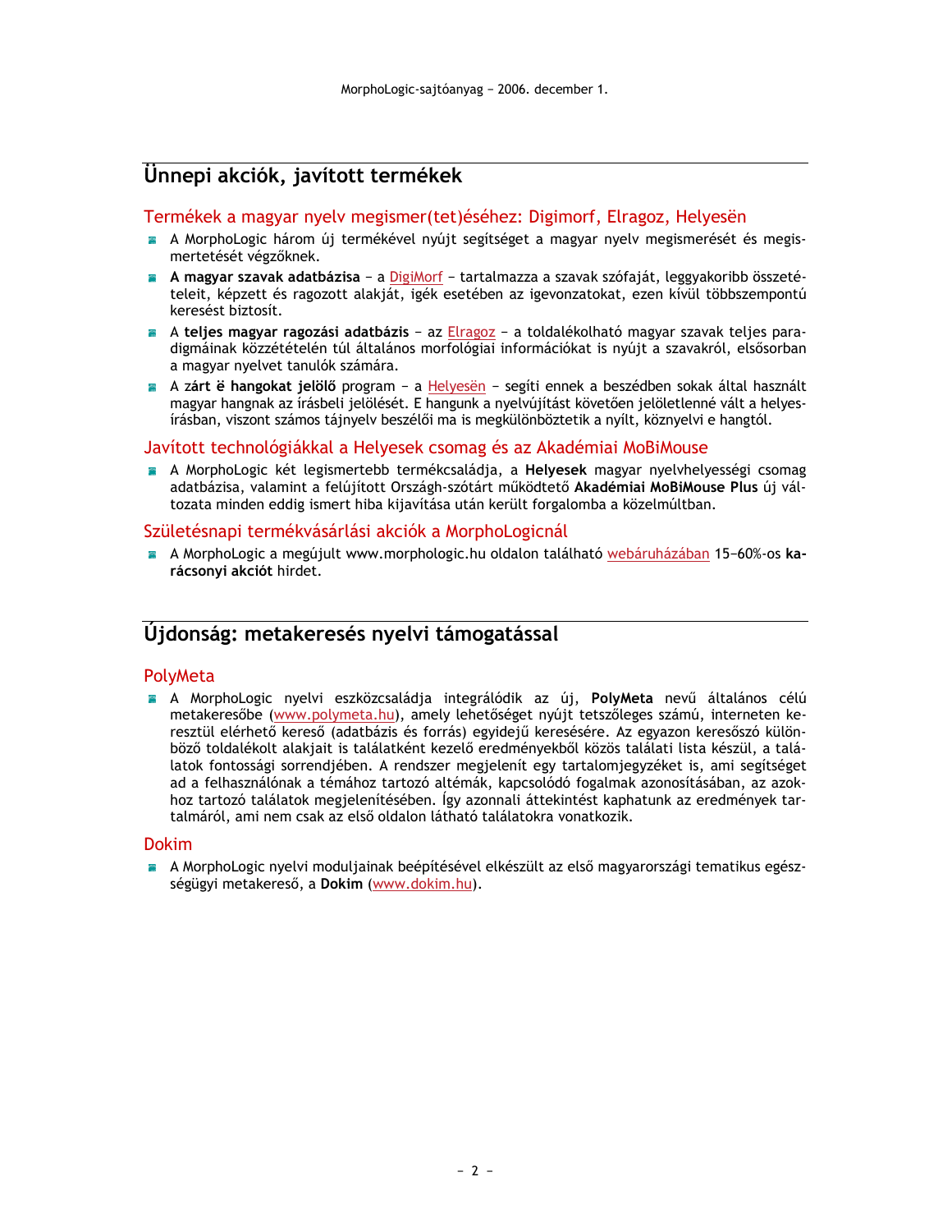## Ünnepi akciók, javított termékek

### Termékek a magyar nyelv megismer(tet)éséhez: Digimorf, Elragoz, Helyesën

- A MorphoLogic három új termékével nyújt segítséget a magyar nyelv megismerését és megismertetését végzőknek.
- **A magyar szavak adatbázisa** – a DigiMorf – tartalmazza a szavak szófaját, leggyakoribb összetételeit, képzett és ragozott alakját, igék esetében az igevonzatokat, ezen kívül többszempontú keresést biztosít.
- A **teljes magyar ragozási adatbázis** – az Elragoz – a toldalékolható magyar szavak teljes paradigmáinak közzétételén túl általános morfológiai információkat is nyújt a szavakról, elsősorban a magyar nyelvet tanulók számára.
- A **zárt ë hangokat jelölő** program – a Helyesën – segíti ennek a beszédben sokak által használt magyar hangnak az írásbeli jelölését. E hangunk a nyelvújítást követően jelöletlenné vált a helyesírásban, viszont számos tájnyelv beszélői ma is megkülönböztetik a nyílt, köznyelvi e hangtól.

### Javított technológiákkal a Helyesek csomag és az Akadémiai MoBiMouse

- A MorphoLogic két legismertebb termékcsaládja, a **Helyesek** magyar nyelvhelyességi csomag adatbázisa, valamint a felújított Országh-szótárt működtető **Akadémiai MoBiMouse Plus** új változata minden eddig ismert hiba kijavítása után került forgalomba a közelmúltban.

### Születésnapi termékvásárlási akciók a MorphoLogicnál

- A MorphoLogic a megújult www.morphologic.hu oldalon található webáruházában 15–60%-os **karácsonyi akciót** hirdet.

## Újdonság: metakeresés nyelvi támogatással

### PolyMeta

- A MorphoLogic nyelvi eszközcsaládja integrálódik az új, **PolyMeta** nevű általános célú metakeresőbe (www.polymeta.hu), amely lehetőséget nyújt tetszőleges számú, interneten keresztül elérhető kereső (adatbázis és forrás) egyidejű keresésére. Az egyazon keresőszó különböző toldalékolt alakjait is találatként kezelő eredményekből közös találati lista készül, a találatok fontossági sorrendjében. A rendszer megjelenít egy tartalomjegyzéket is, ami segítséget ad a felhasználónak a témához tartozó altémák, kapcsolódó fogalmak azonosításában, az azokhoz tartozó találatok megjelenítésében. Így azonnali áttekintést kaphatunk az eredmények tartalmáról, ami nem csak az első oldalon látható találatokra vonatkozik.

### Dokim

- A MorphoLogic nyelvi moduljainak beépítésével elkészült az első magyarországi tematikus egészségügyi metakereső, a **Dokim** (www.dokim.hu).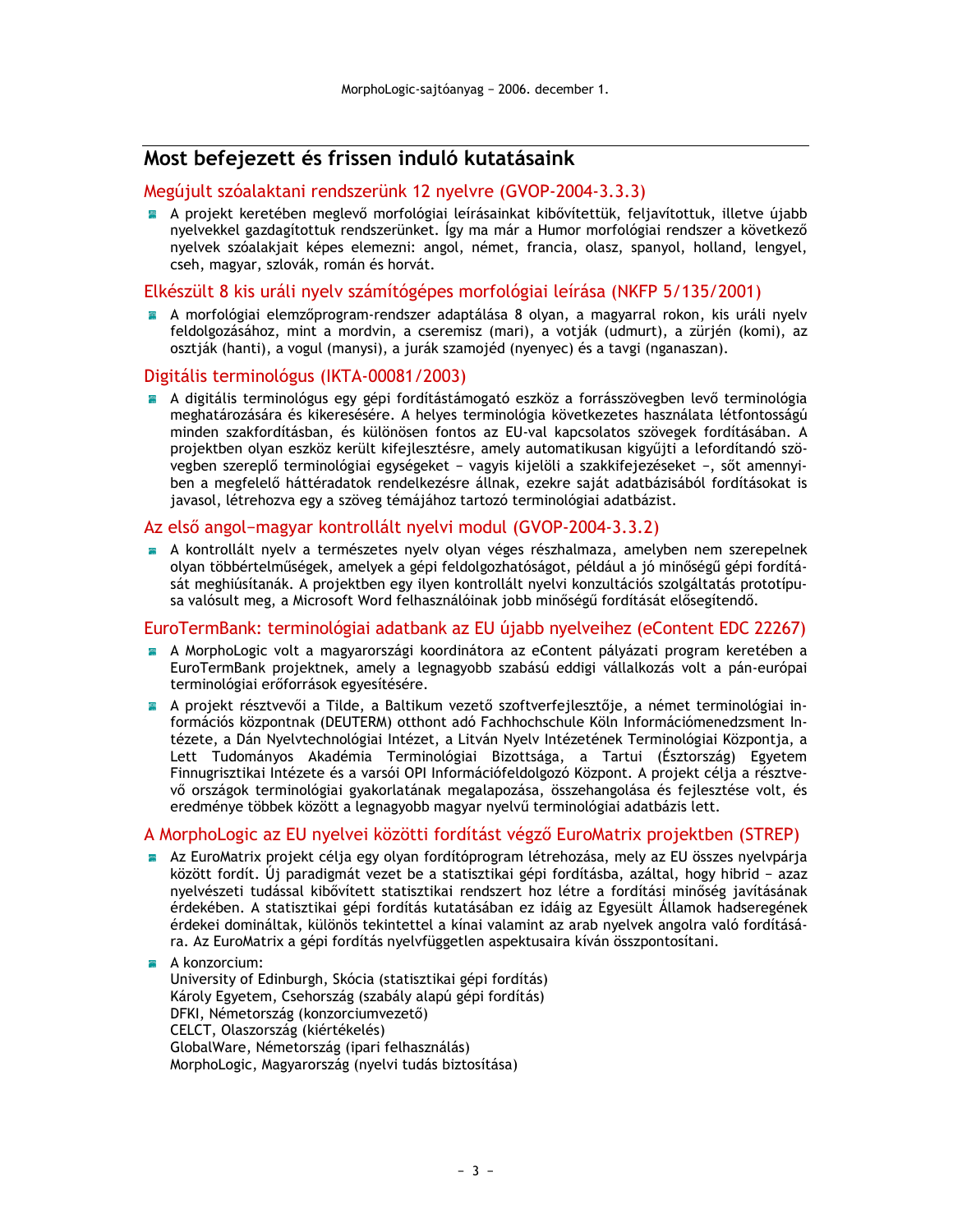## Most befejezett és frissen induló kutatásaink

### Megújult szóalaktani rendszerünk 12 nyelvre (GVOP-2004-3.3.3)

- A projekt keretében meglevő morfológiai leírásainkat kibővítettük, feljavítottuk, illetve újabb nyelvekkel gazdagítottuk rendszerünket. Így ma már a Humor morfológiai rendszer a következő nyelvek szóalakjait képes elemezni: angol, német, francia, olasz, spanyol, holland, lengyel, cseh, magyar, szlovák, román és horvát.

### Elkészült 8 kis uráli nyelv számítógépes morfológiai leírása (NKFP 5/135/2001)

- A morfológiai elemzőprogram-rendszer adaptálása 8 olyan, a magyarral rokon, kis uráli nyelv feldolgozásához, mint a mordvin, a cseremisz (mari), a votják (udmurt), a zürjén (komi), az osztják (hanti), a vogul (manysi), a jurák szamojéd (nyenyec) és a tavgi (nganaszan).

### Digitális terminológus (IKTA-00081/2003)

- A digitális terminológus egy gépi fordítástámogató eszköz a forrásszövegben levő terminológia meghatározására és kikeresésére. A helyes terminológia következetes használata létfontosságú minden szakfordításban, és különösen fontos az EU-val kapcsolatos szövegek fordításában. A projektben olyan eszköz került kifejlesztésre, amely automatikusan kigyűjti a lefordítandó szövegben szereplő terminológiai egységeket – vagyis kijelöli a szakkifejezéseket –, sőt amennyiben a megfelelő háttéradatok rendelkezésre állnak, ezekre saját adatbázisából fordításokat is javasol, létrehozva egy a szöveg témájához tartozó terminológiai adatbázist.

### Az első angol–magyar kontrollált nyelvi modul (GVOP-2004-3.3.2)

- A kontrollált nyelv a természetes nyelv olyan véges részhalmaza, amelyben nem szerepelnek olyan többértelműségek, amelyek a gépi feldolgozhatóságot, például a jó minőségű gépi fordítását meghiúsítanák. A projektben egy ilyen kontrollált nyelvi konzultációs szolgáltatás prototípusa valósult meg, a Microsoft Word felhasználóinak jobb minőségű fordítását elősegítendő.

### EuroTermBank: terminológiai adatbank az EU újabb nyelveihez (eContent EDC 22267)

- A MorphoLogic volt a magyarországi koordinátora az eContent pályázati program keretében a EuroTermBank projektnek, amely a legnagyobb szabású eddigi vállalkozás volt a pán-európai terminológiai erőforrások egyesítésére.
- A projekt résztvevői a Tilde, a Baltikum vezető szoftverfejlesztője, a német terminológiai információs központnak (DEUTERM) otthont adó Fachhochschule Köln Információmenedzsment Intézete, a Dán Nyelvtechnológiai Intézet, a Litván Nyelv Intézetének Terminológiai Központja, a Lett Tudományos Akadémia Terminológiai Bizottsága, a Tartui (Észtország) Egyetem Finnugrisztikai Intézete és a varsói OPI Információfeldolgozó Központ. A projekt célja a résztvevő országok terminológiai gyakorlatának megalapozása, összehangolása és fejlesztése volt, és eredménye többek között a legnagyobb magyar nyelvű terminológiai adatbázis lett.

### A MorphoLogic az EU nyelvei közötti fordítást végző EuroMatrix projektben (STREP)

- Az EuroMatrix projekt célja egy olyan fordítóprogram létrehozása, mely az EU összes nyelvpárja között fordít. Új paradigmát vezet be a statisztikai gépi fordításba, azáltal, hogy hibrid – azaz nyelvészeti tudással kibővített statisztikai rendszert hoz létre a fordítási minőség javításának érdekében. A statisztikai gépi fordítás kutatásában ez idáig az Egyesült Államok hadseregének érdekei domináltak, különös tekintettel a kínai valamint az arab nyelvek angolra való fordítására. Az EuroMatrix a gépi fordítás nyelvfüggetlen aspektusaira kíván összpontosítani.
- A konzorcium:
  University of Edinburgh, Skócia (statisztikai gépi fordítás)
  Károly Egyetem, Csehország (szabály alapú gépi fordítás)
  DFKI, Németország (konzorciumvezető)
  CELCT, Olaszország (kiértékelés)
  GlobalWare, Németország (ipari felhasználás)
  MorphoLogic, Magyarország (nyelvi tudás biztosítása)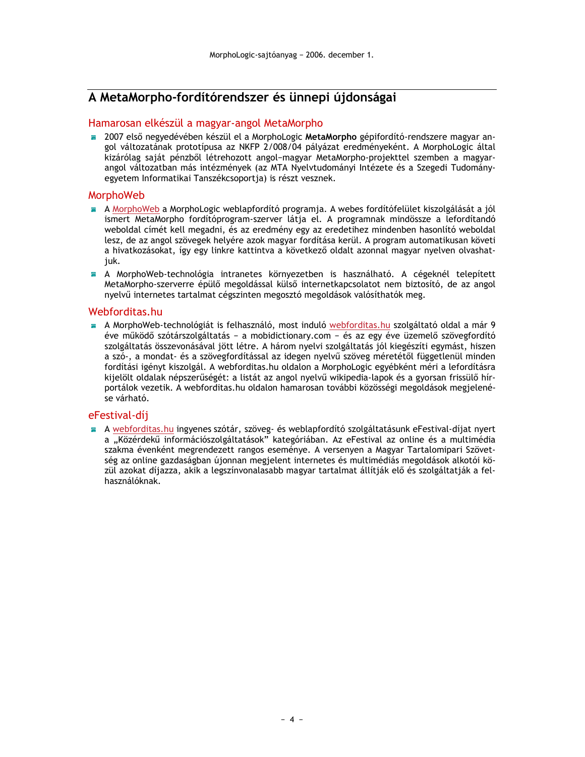# A MetaMorpho-fordítórendszer és ünnepi újdonságai

## Hamarosan elkészül a magyar-angol MetaMorpho

- 2007 első negyedévében készül el a MorphoLogic **MetaMorpho** gépifordító-rendszere magyar angol változatának prototípusa az NKFP 2/008/04 pályázat eredményeként. A MorphoLogic által kizárólag saját pénzből létrehozott angol–magyar MetaMorpho-projekttel szemben a magyar-angol változatban más intézmények (az MTA Nyelvtudományi Intézete és a Szegedi Tudományegyetem Informatikai Tanszékcsoportja) is részt vesznek.

## MorphoWeb

- A MorphoWeb a MorphoLogic weblapfordító programja. A webes fordítófelület kiszolgálását a jól ismert MetaMorpho fordítóprogram-szerver látja el. A programnak mindössze a lefordítandó weboldal címét kell megadni, és az eredmény egy az eredetihez mindenben hasonlító weboldal lesz, de az angol szövegek helyére azok magyar fordítása kerül. A program automatikusan követi a hivatkozásokat, így egy linkre kattintva a következő oldalt azonnal magyar nyelven olvashatjuk.
- A MorphoWeb-technológia intranetes környezetben is használható. A cégeknél telepített MetaMorpho-szerverre épülő megoldással külső internetkapcsolatot nem biztosító, de az angol nyelvű internetes tartalmat cégszinten megosztó megoldások valósíthatók meg.

## Webforditas.hu

- A MorphoWeb-technológiát is felhasználó, most induló webforditas.hu szolgáltató oldal a már 9 éve működő szótárszolgáltatás – a mobidictionary.com – és az egy éve üzemelő szövegfordító szolgáltatás összevonásával jött létre. A három nyelvi szolgáltatás jól kiegészíti egymást, hiszen a szó-, a mondat- és a szövegfordítással az idegen nyelvű szöveg méretétől függetlenül minden fordítási igényt kiszolgál. A webforditas.hu oldalon a MorphoLogic egyébként méri a lefordításra kijelölt oldalak népszerűségét: a listát az angol nyelvű wikipedia-lapok és a gyorsan frissülő hírportálok vezetik. A webforditas.hu oldalon hamarosan további közösségi megoldások megjelenése várható.

## eFestival-díj

- A webforditas.hu ingyenes szótár, szöveg- és weblapfordító szolgáltatásunk eFestival-díjat nyert a „Közérdekű információszolgáltatások" kategóriában. Az eFestival az online és a multimédia szakma évenként megrendezett rangos eseménye. A versenyen a Magyar Tartalomipari Szövetség az online gazdaságban újonnan megjelent internetes és multimédiás megoldások alkotói közül azokat díjazza, akik a legszínvonalasabb magyar tartalmat állítják elő és szolgáltatják a felhasználóknak.